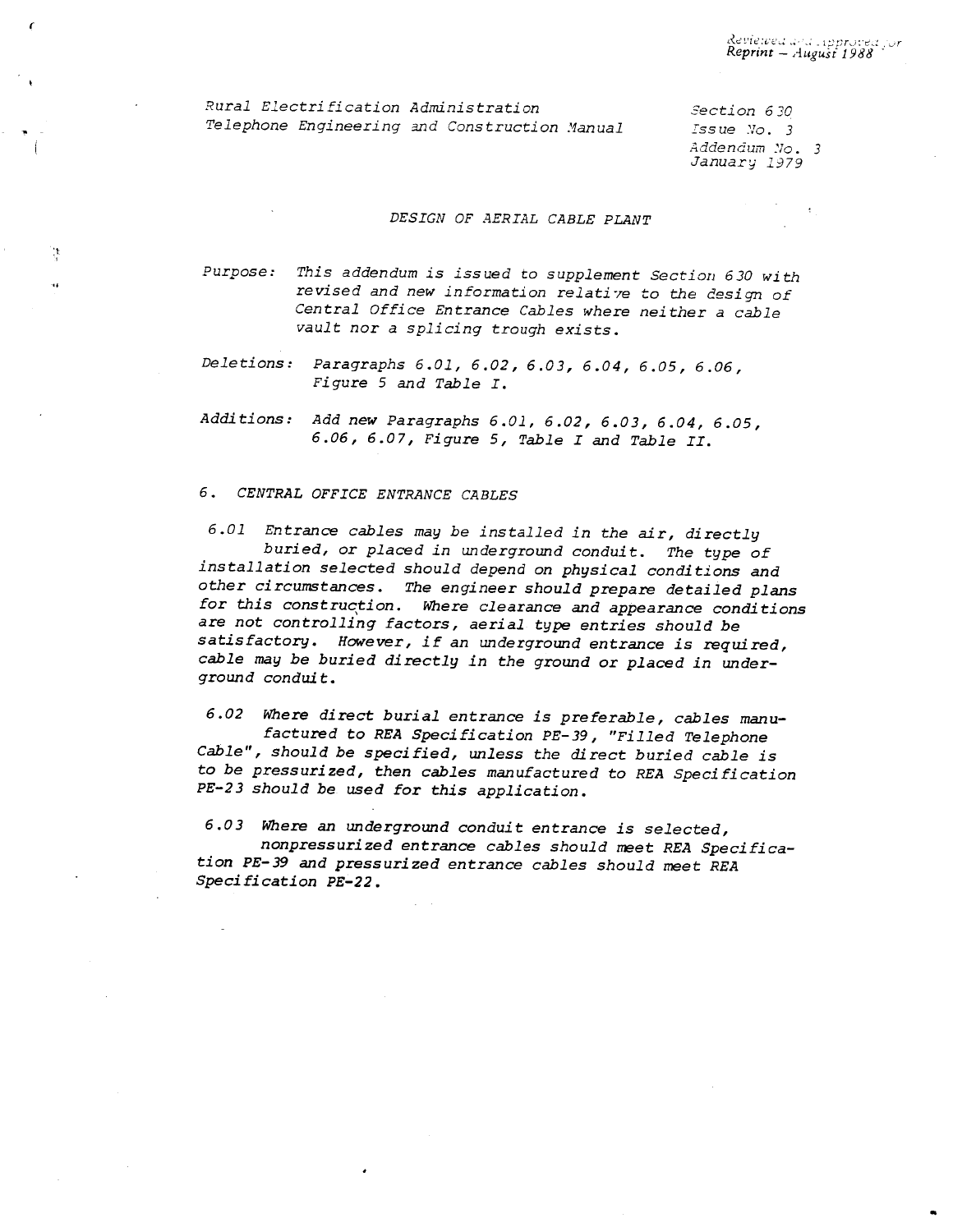Reviewed and Approved for
Reprint – August 1988

Rural Electrification Administration
Telephone Engineering and Construction Manual

Section 630
Issue No. 3
Addendum No. 3
January 1979

### DESIGN OF AERIAL CABLE PLANT

*Purpose:* This addendum is issued to supplement Section 630 with revised and new information relative to the design of Central Office Entrance Cables where neither a cable vault nor a splicing trough exists.

*Deletions:* Paragraphs 6.01, 6.02, 6.03, 6.04, 6.05, 6.06, Figure 5 and Table I.

*Additions:* Add new Paragraphs 6.01, 6.02, 6.03, 6.04, 6.05, 6.06, 6.07, Figure 5, Table I and Table II.

## 6. CENTRAL OFFICE ENTRANCE CABLES

6.01 Entrance cables may be installed in the air, directly buried, or placed in underground conduit. The type of installation selected should depend on physical conditions and other circumstances. The engineer should prepare detailed plans for this construction. Where clearance and appearance conditions are not controlling factors, aerial type entries should be satisfactory. However, if an underground entrance is required, cable may be buried directly in the ground or placed in underground conduit.

6.02 Where direct burial entrance is preferable, cables manufactured to REA Specification PE-39, "Filled Telephone Cable", should be specified, unless the direct buried cable is to be pressurized, then cables manufactured to REA Specification PE-23 should be used for this application.

6.03 Where an underground conduit entrance is selected, nonpressurized entrance cables should meet REA Specification PE-39 and pressurized entrance cables should meet REA Specification PE-22.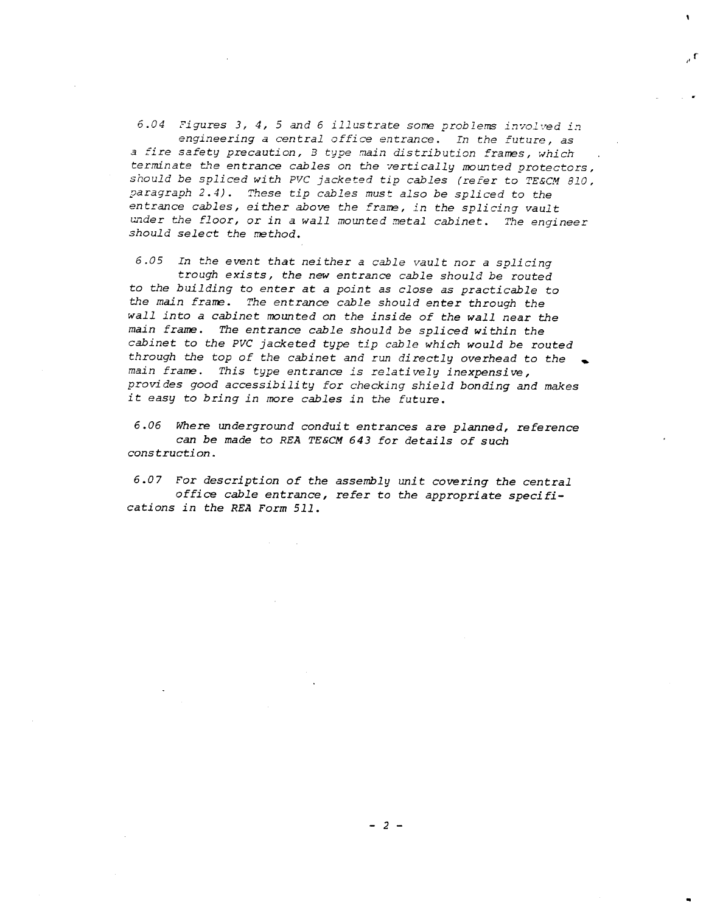6.04 Figures 3, 4, 5 and 6 illustrate some problems involved in engineering a central office entrance. In the future, as a fire safety precaution, B type main distribution frames, which terminate the entrance cables on the vertically mounted protectors, should be spliced with PVC jacketed tip cables (refer to TE&CM 810, paragraph 2.4). These tip cables must also be spliced to the entrance cables, either above the frame, in the splicing vault under the floor, or in a wall mounted metal cabinet. The engineer should select the method.

6.05 In the event that neither a cable vault nor a splicing trough exists, the new entrance cable should be routed to the building to enter at a point as close as practicable to the main frame. The entrance cable should enter through the wall into a cabinet mounted on the inside of the wall near the main frame. The entrance cable should be spliced within the cabinet to the PVC jacketed type tip cable which would be routed through the top of the cabinet and run directly overhead to the main frame. This type entrance is relatively inexpensive, provides good accessibility for checking shield bonding and makes it easy to bring in more cables in the future.

6.06 Where underground conduit entrances are planned, reference can be made to REA TE&CM 643 for details of such construction.

6.07 For description of the assembly unit covering the central office cable entrance, refer to the appropriate specifications in the REA Form 511.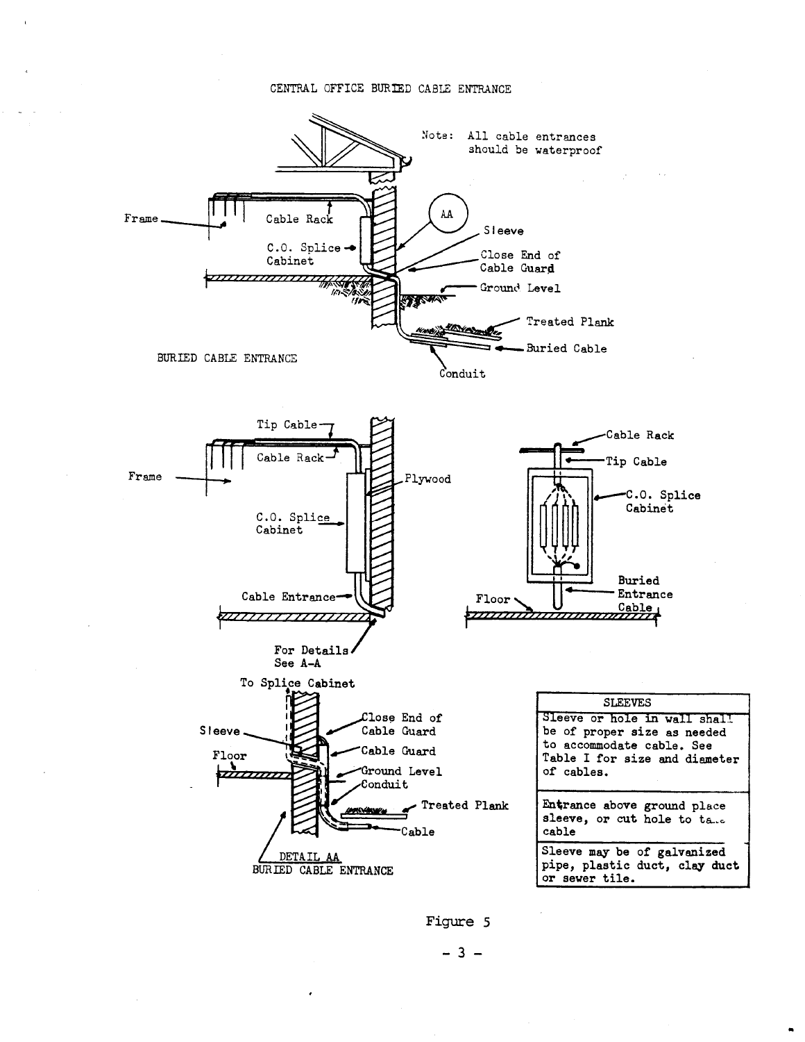CENTRAL OFFICE BURIED CABLE ENTRANCE

Note: All cable entrances should be waterproof

Frame

Cable Rack

C.O. Splice Cabinet

AA

Sleeve

Close End of Cable Guard

Ground Level

Treated Plank

Buried Cable

Conduit

BURIED CABLE ENTRANCE

Tip Cable

Cable Rack

Frame

Plywood

C.O. Splice Cabinet

Cable Entrance

For Details See A-A

Cable Rack

Tip Cable

C.O. Splice Cabinet

Buried Entrance Cable

Floor

To Splice Cabinet

Sleeve

Floor

Close End of Cable Guard

Cable Guard

Ground Level

Conduit

Treated Plank

Cable

DETAIL AA
BURIED CABLE ENTRANCE

| SLEEVES |
| --- |
| Sleeve or hole in wall shall be of proper size as needed to accommodate cable. See Table I for size and diameter of cables. |
| Entrance above ground place sleeve, or cut hole to ta... cable |
| Sleeve may be of galvanized pipe, plastic duct, clay duct or sewer tile. |

Figure 5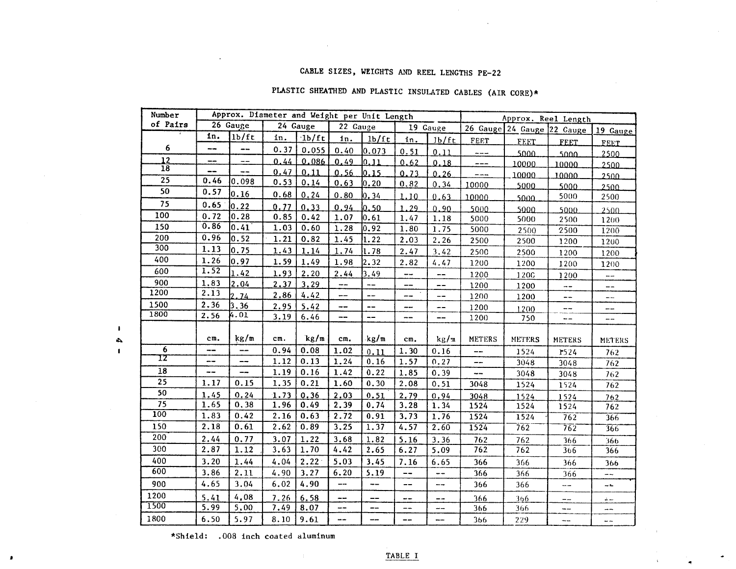CABLE SIZES, WEIGHTS AND REEL LENGTHS PE-22

PLASTIC SHEATHED AND PLASTIC INSULATED CABLES (AIR CORE)*

| Number of Pairs | Approx. Diameter and Weight per Unit Length | | | | | | | | Approx. Reel Length | | | |
|---|---|---|---|---|---|---|---|---|---|---|---|---|
| | 26 Gauge | | 24 Gauge | | 22 Gauge | | 19 Gauge | | 26 Gauge | 24 Gauge | 22 Gauge | 19 Gauge |
| | in. | lb/ft | in. | lb/ft | in. | lb/ft | in. | lb/ft | FEET | FEET | FEET | FEET |
| 6 | -- | -- | 0.37 | 0.055 | 0.40 | 0.073 | 0.51 | 0.11 | --- | 5000 | 5000 | 2500 |
| 12 | -- | -- | 0.44 | 0.086 | 0.49 | 0.11 | 0.62 | 0.18 | --- | 10000 | 10000 | 2500 |
| 18 | -- | -- | 0.47 | 0.11 | 0.56 | 0.15 | 0.73 | 0.26 | --- | 10000 | 10000 | 2500 |
| 25 | 0.46 | 0.098 | 0.53 | 0.14 | 0.63 | 0.20 | 0.82 | 0.34 | 10000 | 5000 | 5000 | 2500 |
| 50 | 0.57 | 0.16 | 0.68 | 0.24 | 0.80 | 0.34 | 1.10 | 0.63 | 10000 | 5000 | 5000 | 2500 |
| 75 | 0.65 | 0.22 | 0.77 | 0.33 | 0.94 | 0.50 | 1.29 | 0.90 | 5000 | 5000 | 5000 | 2500 |
| 100 | 0.72 | 0.28 | 0.85 | 0.42 | 1.07 | 0.61 | 1.47 | 1.18 | 5000 | 5000 | 2500 | 1200 |
| 150 | 0.86 | 0.41 | 1.03 | 0.60 | 1.28 | 0.92 | 1.80 | 1.75 | 5000 | 2500 | 2500 | 1200 |
| 200 | 0.96 | 0.52 | 1.21 | 0.82 | 1.45 | 1.22 | 2.03 | 2.26 | 2500 | 2500 | 1200 | 1200 |
| 300 | 1.13 | 0.75 | 1.43 | 1.14 | 1.74 | 1.78 | 2.47 | 3.42 | 2500 | 2500 | 1200 | 1200 |
| 400 | 1.26 | 0.97 | 1.59 | 1.49 | 1.98 | 2.32 | 2.82 | 4.47 | 1200 | 1200 | 1200 | 1200 |
| 600 | 1.52 | 1.42 | 1.93 | 2.20 | 2.44 | 3.49 | -- | -- | 1200 | 1200 | 1200 | -- |
| 900 | 1.83 | 2.04 | 2.37 | 3.29 | -- | -- | -- | -- | 1200 | 1200 | -- | -- |
| 1200 | 2.13 | 2.74 | 2.86 | 4.42 | -- | -- | -- | -- | 1200 | 1200 | -- | -- |
| 1500 | 2.36 | 3.36 | 2.95 | 5.42 | -- | -- | -- | -- | 1200 | 1200 | -- | -- |
| 1800 | 2.56 | 4.01 | 3.19 | 6.46 | -- | -- | -- | -- | 1200 | 750 | -- | -- |
| | cm. | kg/m | cm. | kg/m | cm. | kg/m | cm. | kg/m | METERS | METERS | METERS | METERS |
| 6 | -- | -- | 0.94 | 0.08 | 1.02 | 0.11 | 1.30 | 0.16 | -- | 1524 | 1524 | 762 |
| 12 | -- | -- | 1.12 | 0.13 | 1.24 | 0.16 | 1.57 | 0.27 | -- | 3048 | 3048 | 762 |
| 18 | -- | -- | 1.19 | 0.16 | 1.42 | 0.22 | 1.85 | 0.39 | -- | 3048 | 3048 | 762 |
| 25 | 1.17 | 0.15 | 1.35 | 0.21 | 1.60 | 0.30 | 2.08 | 0.51 | 3048 | 1524 | 1524 | 762 |
| 50 | 1.45 | 0.24 | 1.73 | 0.36 | 2.03 | 0.51 | 2.79 | 0.94 | 3048 | 1524 | 1524 | 762 |
| 75 | 1.65 | 0.38 | 1.96 | 0.49 | 2.39 | 0.74 | 3.28 | 1.34 | 1524 | 1524 | 1524 | 762 |
| 100 | 1.83 | 0.42 | 2.16 | 0.63 | 2.72 | 0.91 | 3.73 | 1.76 | 1524 | 1524 | 762 | 366 |
| 150 | 2.18 | 0.61 | 2.62 | 0.89 | 3.25 | 1.37 | 4.57 | 2.60 | 1524 | 762 | 762 | 366 |
| 200 | 2.44 | 0.77 | 3.07 | 1.22 | 3.68 | 1.82 | 5.16 | 3.36 | 762 | 762 | 366 | 366 |
| 300 | 2.87 | 1.12 | 3.63 | 1.70 | 4.42 | 2.65 | 6.27 | 5.09 | 762 | 762 | 366 | 366 |
| 400 | 3.20 | 1.44 | 4.04 | 2.22 | 5.03 | 3.45 | 7.16 | 6.65 | 366 | 366 | 366 | 366 |
| 600 | 3.86 | 2.11 | 4.90 | 3.27 | 6.20 | 5.19 | -- | -- | 366 | 366 | 366 | -- |
| 900 | 4.65 | 3.04 | 6.02 | 4.90 | -- | -- | -- | -- | 366 | 366 | -- | -- |
| 1200 | 5.41 | 4.08 | 7.26 | 6.58 | -- | -- | -- | -- | 366 | 366 | -- | -- |
| 1500 | 5.99 | 5.00 | 7.49 | 8.07 | -- | -- | -- | -- | 366 | 366 | -- | -- |
| 1800 | 6.50 | 5.97 | 8.10 | 9.61 | -- | -- | -- | -- | 366 | 229 | -- | -- |

*Shield: .008 inch coated aluminum

TABLE I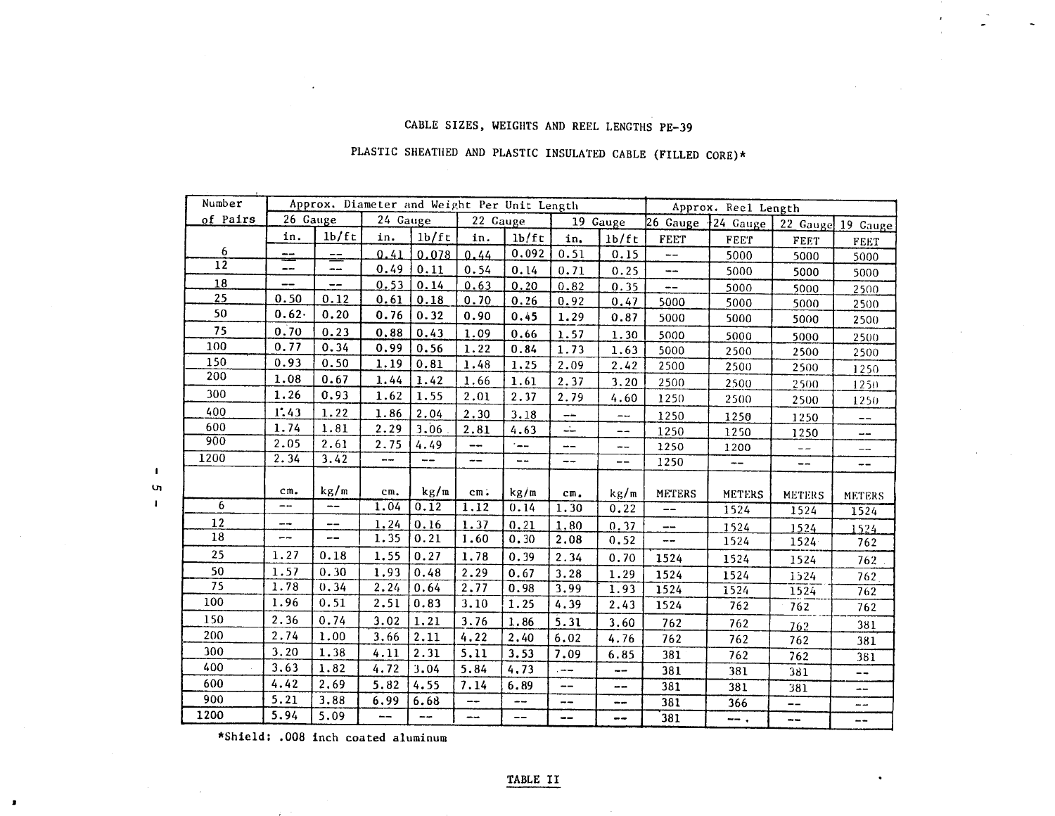CABLE SIZES, WEIGHTS AND REEL LENGTHS PE-39

PLASTIC SHEATHED AND PLASTIC INSULATED CABLE (FILLED CORE)*

| Number of Pairs | Approx. Diameter and Weight Per Unit Length | | | | | | | | Approx. Reel Length | | | |
|---|---|---|---|---|---|---|---|---|---|---|---|---|
| | 26 Gauge | | 24 Gauge | | 22 Gauge | | 19 Gauge | | 26 Gauge | 24 Gauge | 22 Gauge | 19 Gauge |
| | in. | lb/ft | in. | lb/ft | in. | lb/ft | in. | lb/ft | FEET | FEET | FEET | FEET |
| 6 | -- | -- | 0.41 | 0.078 | 0.44 | 0.092 | 0.51 | 0.15 | -- | 5000 | 5000 | 5000 |
| 12 | -- | -- | 0.49 | 0.11 | 0.54 | 0.14 | 0.71 | 0.25 | -- | 5000 | 5000 | 5000 |
| 18 | -- | -- | 0.53 | 0.14 | 0.63 | 0.20 | 0.82 | 0.35 | -- | 5000 | 5000 | 2500 |
| 25 | 0.50 | 0.12 | 0.61 | 0.18 | 0.70 | 0.26 | 0.92 | 0.47 | 5000 | 5000 | 5000 | 2500 |
| 50 | 0.62 | 0.20 | 0.76 | 0.32 | 0.90 | 0.45 | 1.29 | 0.87 | 5000 | 5000 | 5000 | 2500 |
| 75 | 0.70 | 0.23 | 0.88 | 0.43 | 1.09 | 0.66 | 1.57 | 1.30 | 5000 | 5000 | 5000 | 2500 |
| 100 | 0.77 | 0.34 | 0.99 | 0.56 | 1.22 | 0.84 | 1.73 | 1.63 | 5000 | 2500 | 2500 | 2500 |
| 150 | 0.93 | 0.50 | 1.19 | 0.81 | 1.48 | 1.25 | 2.09 | 2.42 | 2500 | 2500 | 2500 | 1250 |
| 200 | 1.08 | 0.67 | 1.44 | 1.42 | 1.66 | 1.61 | 2.37 | 3.20 | 2500 | 2500 | 2500 | 1250 |
| 300 | 1.26 | 0.93 | 1.62 | 1.55 | 2.01 | 2.37 | 2.79 | 4.60 | 1250 | 2500 | 2500 | 1250 |
| 400 | 1.43 | 1.22 | 1.86 | 2.04 | 2.30 | 3.18 | -- | -- | 1250 | 1250 | 1250 | -- |
| 600 | 1.74 | 1.81 | 2.29 | 3.06 | 2.81 | 4.63 | -- | -- | 1250 | 1250 | 1250 | -- |
| 900 | 2.05 | 2.61 | 2.75 | 4.49 | -- | -- | -- | -- | 1250 | 1200 | -- | -- |
| 1200 | 2.34 | 3.42 | -- | -- | -- | -- | -- | -- | 1250 | -- | -- | -- |
| | cm. | kg/m | cm. | kg/m | cm. | kg/m | cm. | kg/m | METERS | METERS | METERS | METERS |
| 6 | -- | -- | 1.04 | 0.12 | 1.12 | 0.14 | 1.30 | 0.22 | -- | 1524 | 1524 | 1524 |
| 12 | -- | -- | 1.24 | 0.16 | 1.37 | 0.21 | 1.80 | 0.37 | -- | 1524 | 1524 | 1524 |
| 18 | -- | -- | 1.35 | 0.21 | 1.60 | 0.30 | 2.08 | 0.52 | -- | 1524 | 1524 | 762 |
| 25 | 1.27 | 0.18 | 1.55 | 0.27 | 1.78 | 0.39 | 2.34 | 0.70 | 1524 | 1524 | 1524 | 762 |
| 50 | 1.57 | 0.30 | 1.93 | 0.48 | 2.29 | 0.67 | 3.28 | 1.29 | 1524 | 1524 | 1524 | 762 |
| 75 | 1.78 | 0.34 | 2.24 | 0.64 | 2.77 | 0.98 | 3.99 | 1.93 | 1524 | 1524 | 1524 | 762 |
| 100 | 1.96 | 0.51 | 2.51 | 0.83 | 3.10 | 1.25 | 4.39 | 2.43 | 1524 | 762 | 762 | 762 |
| 150 | 2.36 | 0.74 | 3.02 | 1.21 | 3.76 | 1.86 | 5.31 | 3.60 | 762 | 762 | 762 | 381 |
| 200 | 2.74 | 1.00 | 3.66 | 2.11 | 4.22 | 2.40 | 6.02 | 4.76 | 762 | 762 | 762 | 381 |
| 300 | 3.20 | 1.38 | 4.11 | 2.31 | 5.11 | 3.53 | 7.09 | 6.85 | 381 | 762 | 762 | 381 |
| 400 | 3.63 | 1.82 | 4.72 | 3.04 | 5.84 | 4.73 | -- | -- | 381 | 381 | 381 | -- |
| 600 | 4.42 | 2.69 | 5.82 | 4.55 | 7.14 | 6.89 | -- | -- | 381 | 381 | 381 | -- |
| 900 | 5.21 | 3.88 | 6.99 | 6.68 | -- | -- | -- | -- | 381 | 366 | -- | -- |
| 1200 | 5.94 | 5.09 | -- | -- | -- | -- | -- | -- | 381 | -- | -- | -- |

*Shield: .008 inch coated aluminum

TABLE II